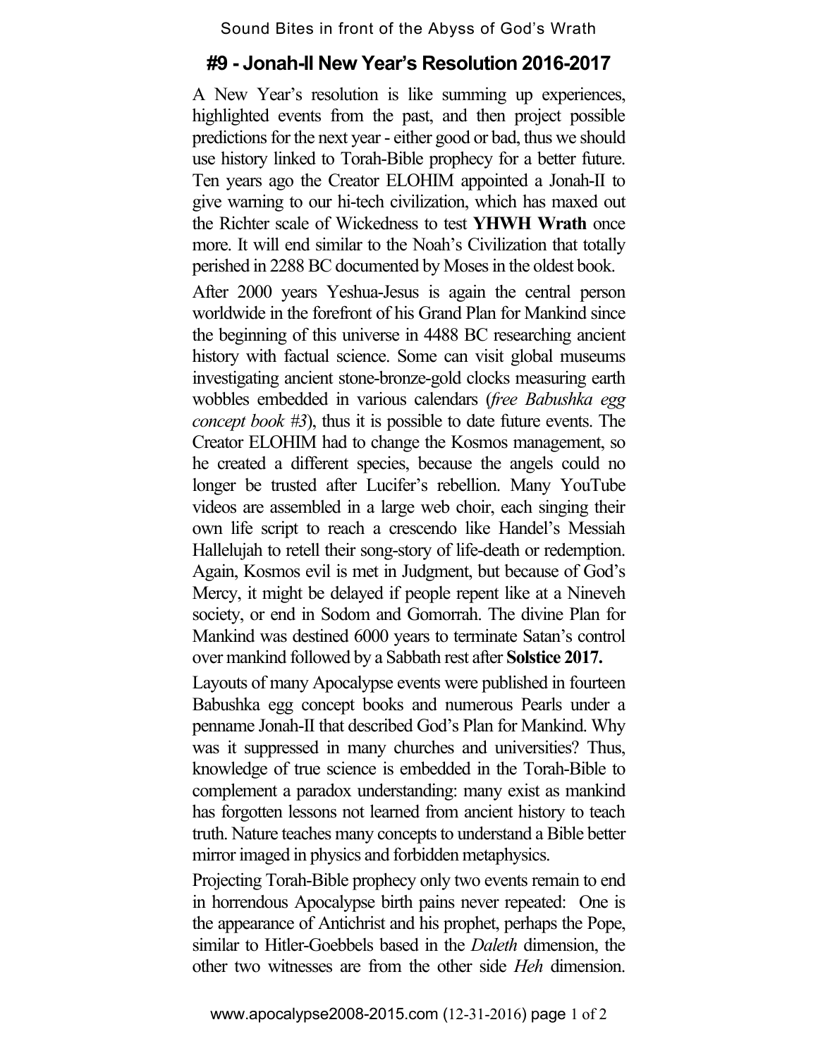## #9 - Jonah-II New Year's Resolution 2016-2017

A New Year's resolution is like summing up experiences, highlighted events from the past, and then project possible predictions for the next year - either good or bad, thus we should use history linked to Torah-Bible prophecy for a better future. Ten years ago the Creator ELOHIM appointed a Jonah-II to give warning to our hi-tech civilization, which has maxed out the Richter scale of Wickedness to test **YHWH Wrath** once more. It will end similar to the Noah's Civilization that totally perished in 2288 BC documented by Moses in the oldest book.

After 2000 years Yeshua-Jesus is again the central person worldwide in the forefront of his Grand Plan for Mankind since the beginning of this universe in 4488 BC researching ancient history with factual science. Some can visit global museums investigating ancient stone-bronze-gold clocks measuring earth wobbles embedded in various calendars (*free Babushka egg concept book #3*), thus it is possible to date future events. The Creator ELOHIM had to change the Kosmos management, so he created a different species, because the angels could no longer be trusted after Lucifer's rebellion. Many YouTube videos are assembled in a large web choir, each singing their own life script to reach a crescendo like Handel's Messiah Hallelujah to retell their song-story of life-death or redemption. Again, Kosmos evil is met in Judgment, but because of God's Mercy, it might be delayed if people repent like at a Nineveh society, or end in Sodom and Gomorrah. The divine Plan for Mankind was destined 6000 years to terminate Satan's control over mankind followed by a Sabbath rest after **Solstice 2017.**

Layouts of many Apocalypse events were published in fourteen Babushka egg concept books and numerous Pearls under a penname Jonah-II that described God's Plan for Mankind. Why was it suppressed in many churches and universities? Thus, knowledge of true science is embedded in the Torah-Bible to complement a paradox understanding: many exist as mankind has forgotten lessons not learned from ancient history to teach truth. Nature teaches many concepts to understand a Bible better mirror imaged in physics and forbidden metaphysics.

Projecting Torah-Bible prophecy only two events remain to end in horrendous Apocalypse birth pains never repeated: One is the appearance of Antichrist and his prophet, perhaps the Pope, similar to Hitler-Goebbels based in the *Daleth* dimension, the other two witnesses are from the other side *Heh* dimension.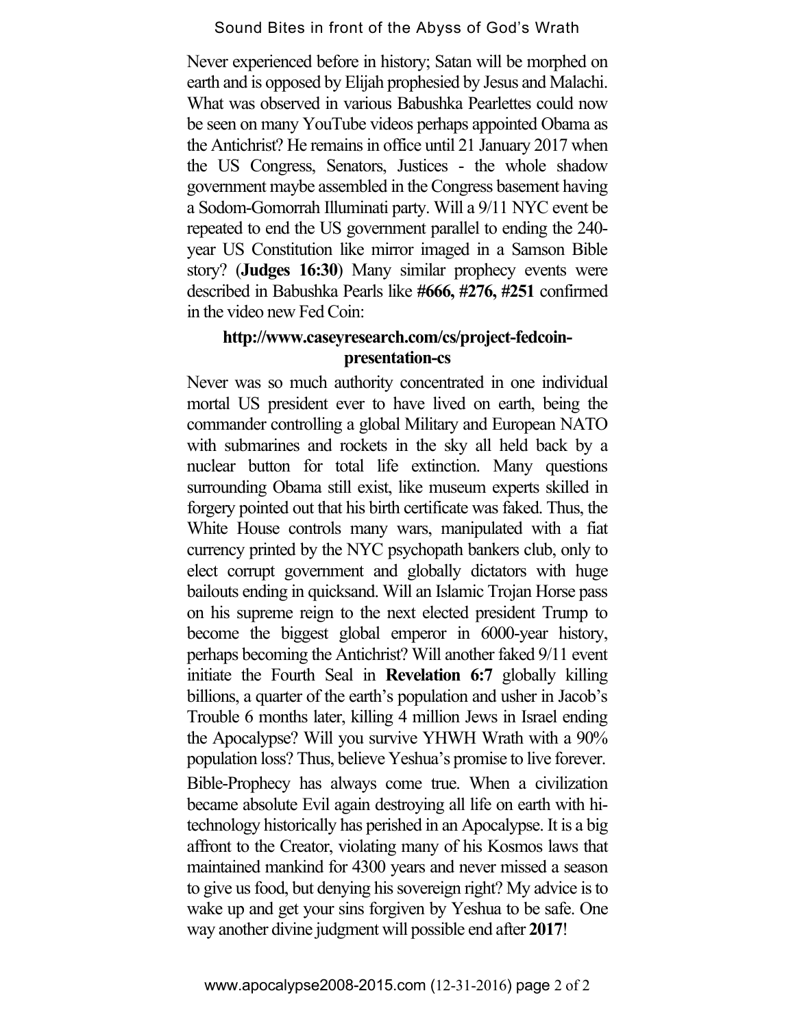Never experienced before in history; Satan will be morphed on earth and is opposed by Elijah prophesied by Jesus and Malachi. What was observed in various Babushka Pearlettes could now be seen on many YouTube videos perhaps appointed Obama as the Antichrist? He remains in office until 21 January 2017 when the US Congress, Senators, Justices - the whole shadow government maybe assembled in the Congress basement having a Sodom-Gomorrah Illuminati party. Will a 9/11 NYC event be repeated to end the US government parallel to ending the 240-year US Constitution like mirror imaged in a Samson Bible story? (**Judges 16:30**) Many similar prophecy events were described in Babushka Pearls like **#666, #276, #251** confirmed in the video new Fed Coin:

**http://www.caseyresearch.com/cs/project-fedcoin-presentation-cs**

Never was so much authority concentrated in one individual mortal US president ever to have lived on earth, being the commander controlling a global Military and European NATO with submarines and rockets in the sky all held back by a nuclear button for total life extinction. Many questions surrounding Obama still exist, like museum experts skilled in forgery pointed out that his birth certificate was faked. Thus, the White House controls many wars, manipulated with a fiat currency printed by the NYC psychopath bankers club, only to elect corrupt government and globally dictators with huge bailouts ending in quicksand. Will an Islamic Trojan Horse pass on his supreme reign to the next elected president Trump to become the biggest global emperor in 6000-year history, perhaps becoming the Antichrist? Will another faked 9/11 event initiate the Fourth Seal in **Revelation 6:7** globally killing billions, a quarter of the earth's population and usher in Jacob's Trouble 6 months later, killing 4 million Jews in Israel ending the Apocalypse? Will you survive YHWH Wrath with a 90% population loss? Thus, believe Yeshua's promise to live forever.

Bible-Prophecy has always come true. When a civilization became absolute Evil again destroying all life on earth with hi-technology historically has perished in an Apocalypse. It is a big affront to the Creator, violating many of his Kosmos laws that maintained mankind for 4300 years and never missed a season to give us food, but denying his sovereign right? My advice is to wake up and get your sins forgiven by Yeshua to be safe. One way another divine judgment will possible end after **2017**!